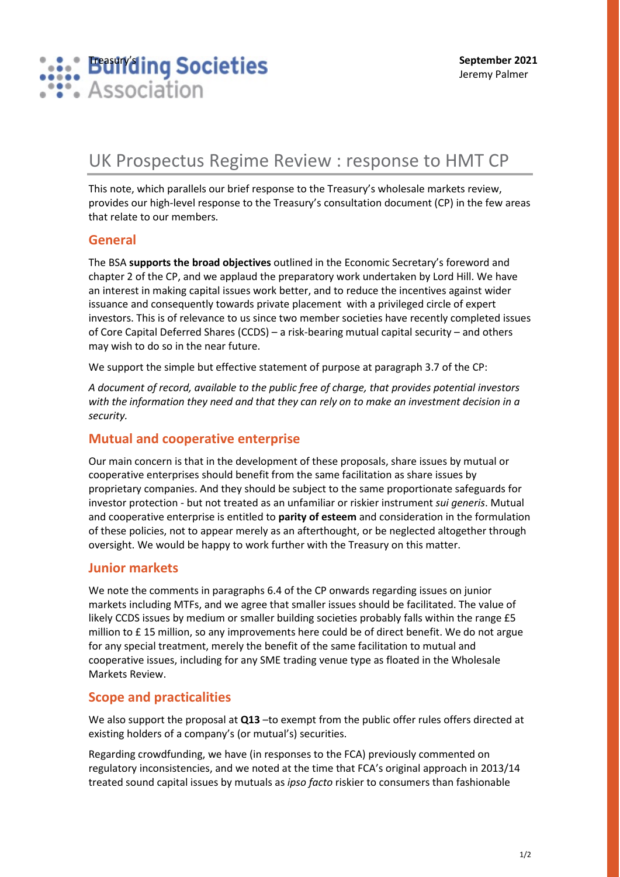Building Societies Association

**September 2021**
Jeremy Palmer

# UK Prospectus Regime Review : response to HMT CP

This note, which parallels our brief response to the Treasury's wholesale markets review, provides our high-level response to the Treasury's consultation document (CP) in the few areas that relate to our members.

## General

The BSA **supports the broad objectives** outlined in the Economic Secretary's foreword and chapter 2 of the CP, and we applaud the preparatory work undertaken by Lord Hill. We have an interest in making capital issues work better, and to reduce the incentives against wider issuance and consequently towards private placement with a privileged circle of expert investors. This is of relevance to us since two member societies have recently completed issues of Core Capital Deferred Shares (CCDS) – a risk-bearing mutual capital security – and others may wish to do so in the near future.

We support the simple but effective statement of purpose at paragraph 3.7 of the CP:

*A document of record, available to the public free of charge, that provides potential investors with the information they need and that they can rely on to make an investment decision in a security.*

## Mutual and cooperative enterprise

Our main concern is that in the development of these proposals, share issues by mutual or cooperative enterprises should benefit from the same facilitation as share issues by proprietary companies. And they should be subject to the same proportionate safeguards for investor protection - but not treated as an unfamiliar or riskier instrument *sui generis*. Mutual and cooperative enterprise is entitled to **parity of esteem** and consideration in the formulation of these policies, not to appear merely as an afterthought, or be neglected altogether through oversight. We would be happy to work further with the Treasury on this matter.

## Junior markets

We note the comments in paragraphs 6.4 of the CP onwards regarding issues on junior markets including MTFs, and we agree that smaller issues should be facilitated. The value of likely CCDS issues by medium or smaller building societies probably falls within the range £5 million to £ 15 million, so any improvements here could be of direct benefit. We do not argue for any special treatment, merely the benefit of the same facilitation to mutual and cooperative issues, including for any SME trading venue type as floated in the Wholesale Markets Review.

## Scope and practicalities

We also support the proposal at **Q13** –to exempt from the public offer rules offers directed at existing holders of a company's (or mutual's) securities.

Regarding crowdfunding, we have (in responses to the FCA) previously commented on regulatory inconsistencies, and we noted at the time that FCA's original approach in 2013/14 treated sound capital issues by mutuals as *ipso facto* riskier to consumers than fashionable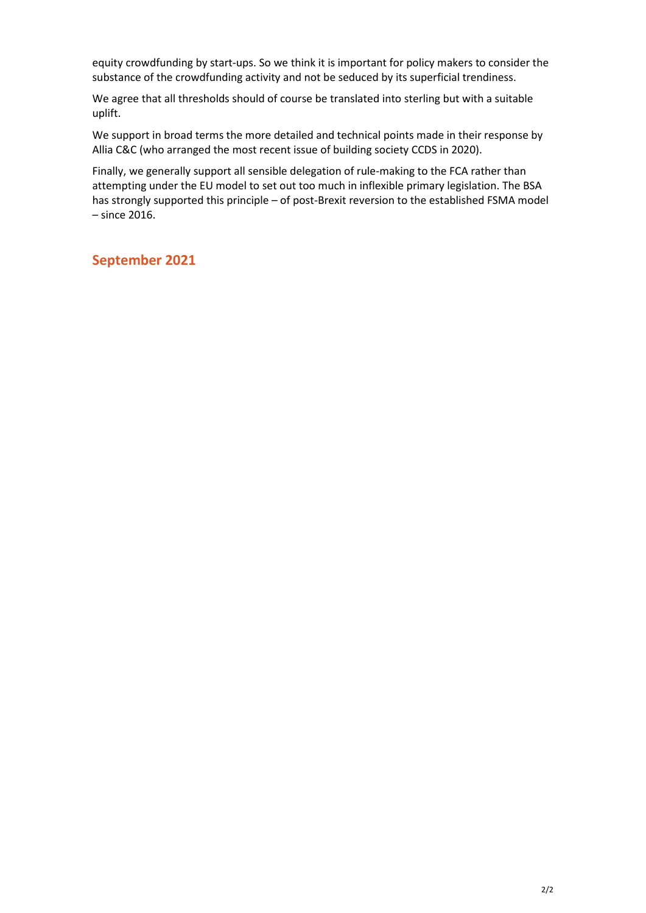equity crowdfunding by start-ups. So we think it is important for policy makers to consider the substance of the crowdfunding activity and not be seduced by its superficial trendiness.

We agree that all thresholds should of course be translated into sterling but with a suitable uplift.

We support in broad terms the more detailed and technical points made in their response by Allia C&C (who arranged the most recent issue of building society CCDS in 2020).

Finally, we generally support all sensible delegation of rule-making to the FCA rather than attempting under the EU model to set out too much in inflexible primary legislation. The BSA has strongly supported this principle – of post-Brexit reversion to the established FSMA model – since 2016.

**September 2021**